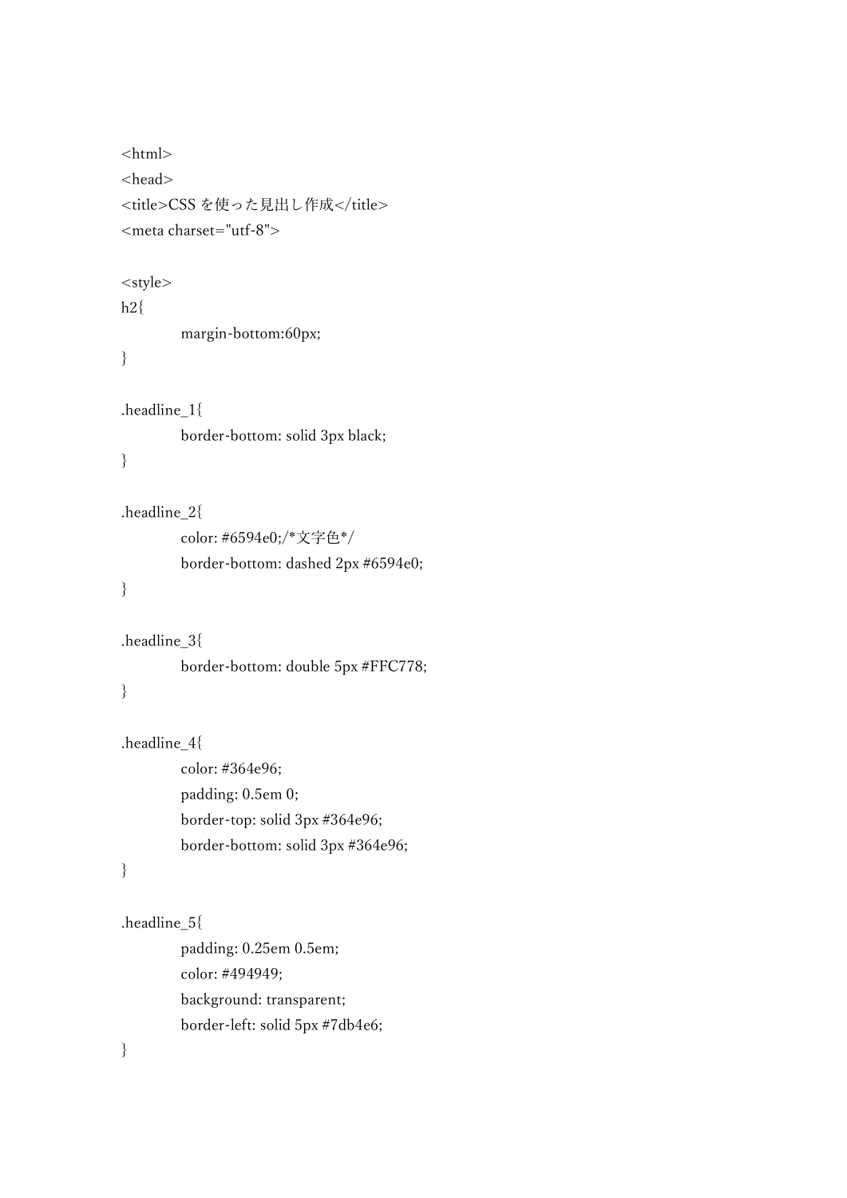```
<html>
<head>
<title>CSS を使った見出し作成</title>
<meta charset="utf-8">

<style>
h2{
	margin-bottom:60px;
}

.headline_1{
	border-bottom: solid 3px black;
}

.headline_2{
	color: #6594e0;/*文字色*/
	border-bottom: dashed 2px #6594e0;
}

.headline_3{
	border-bottom: double 5px #FFC778;
}

.headline_4{
	color: #364e96;
	padding: 0.5em 0;
	border-top: solid 3px #364e96;
	border-bottom: solid 3px #364e96;
}

.headline_5{
	padding: 0.25em 0.5em;
	color: #494949;
	background: transparent;
	border-left: solid 5px #7db4e6;
}
```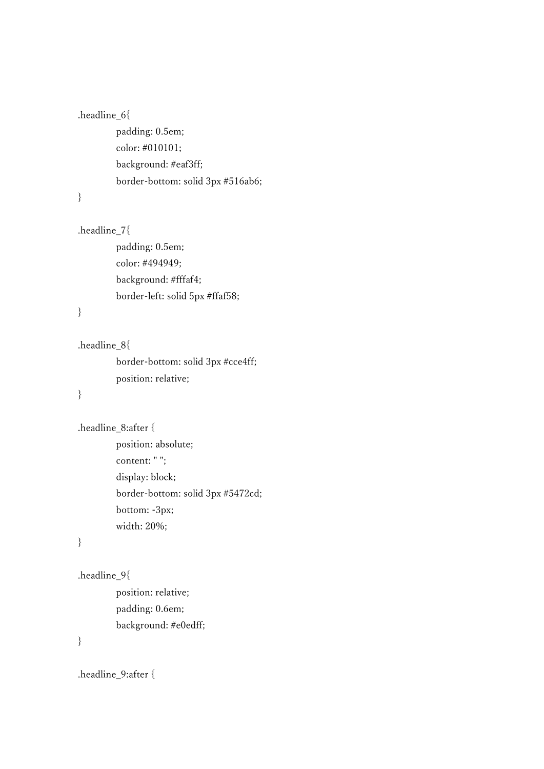```
.headline_6{
	padding: 0.5em;
	color: #010101;
	background: #eaf3ff;
	border-bottom: solid 3px #516ab6;
}

.headline_7{
	padding: 0.5em;
	color: #494949;
	background: #fffaf4;
	border-left: solid 5px #ffaf58;
}

.headline_8{
	border-bottom: solid 3px #cce4ff;
	position: relative;
}

.headline_8:after {
	position: absolute;
	content: " ";
	display: block;
	border-bottom: solid 3px #5472cd;
	bottom: -3px;
	width: 20%;
}

.headline_9{
	position: relative;
	padding: 0.6em;
	background: #e0edff;
}

.headline_9:after {
```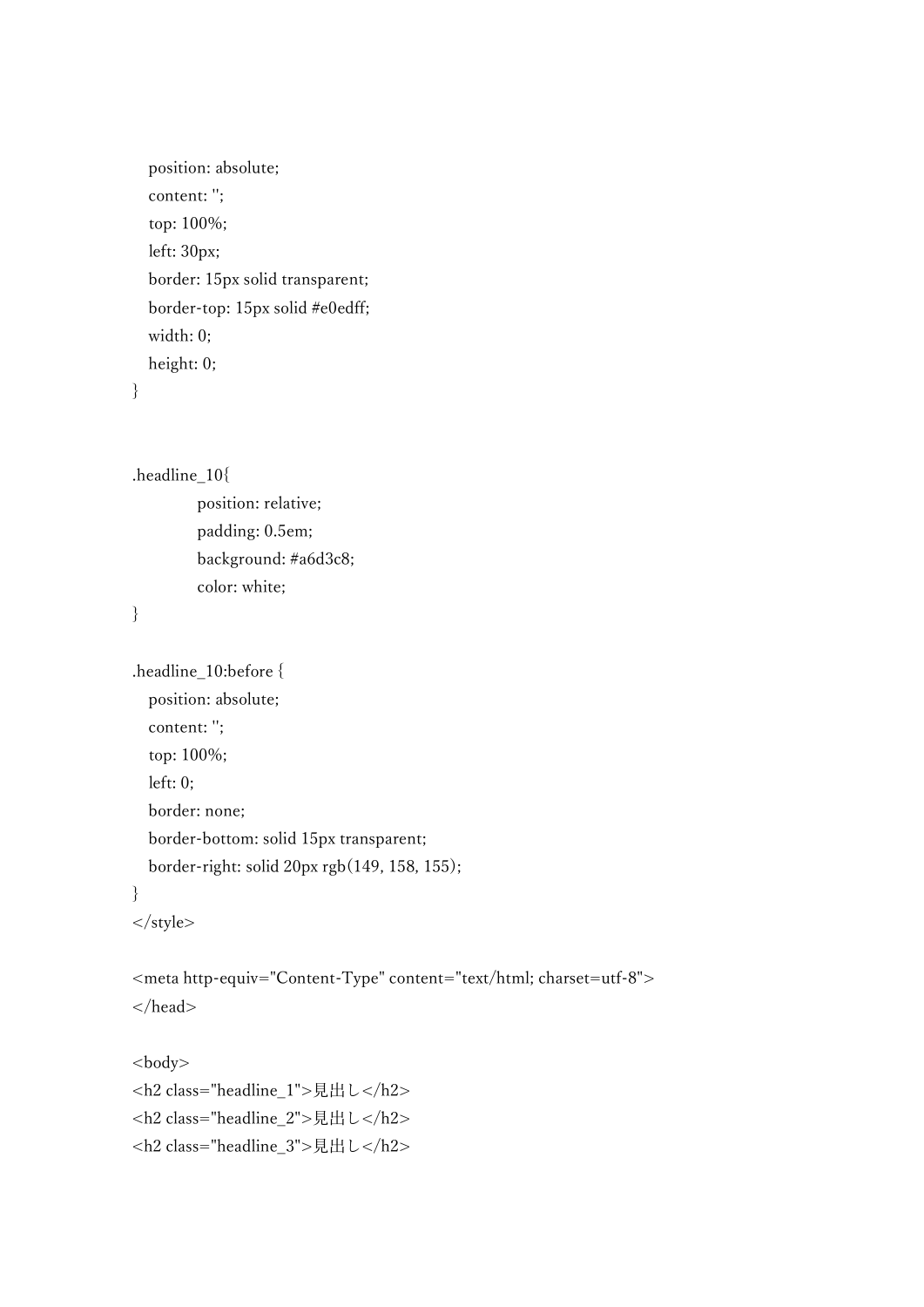```
    position: absolute;
    content: '';
    top: 100%;
    left: 30px;
    border: 15px solid transparent;
    border-top: 15px solid #e0edff;
    width: 0;
    height: 0;
}


.headline_10{
            position: relative;
            padding: 0.5em;
            background: #a6d3c8;
            color: white;
}

.headline_10:before {
    position: absolute;
    content: '';
    top: 100%;
    left: 0;
    border: none;
    border-bottom: solid 15px transparent;
    border-right: solid 20px rgb(149, 158, 155);
}
</style>

<meta http-equiv="Content-Type" content="text/html; charset=utf-8">
</head>

<body>
<h2 class="headline_1">見出し</h2>
<h2 class="headline_2">見出し</h2>
<h2 class="headline_3">見出し</h2>
```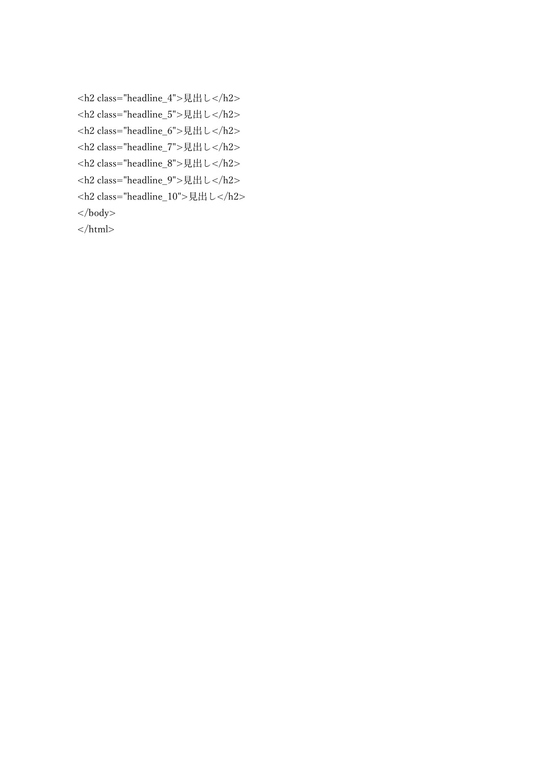```
<h2 class="headline_4">見出し</h2>
<h2 class="headline_5">見出し</h2>
<h2 class="headline_6">見出し</h2>
<h2 class="headline_7">見出し</h2>
<h2 class="headline_8">見出し</h2>
<h2 class="headline_9">見出し</h2>
<h2 class="headline_10">見出し</h2>
</body>
</html>
```